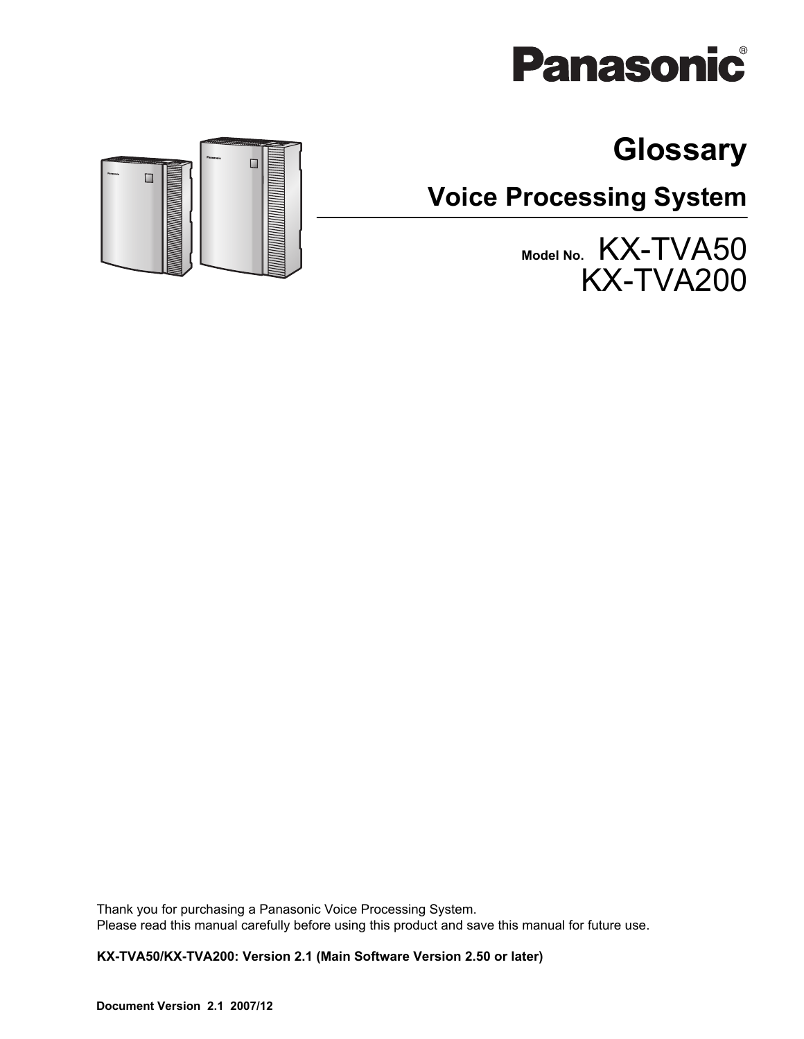Panasonic®

# Glossary

## Voice Processing System

Model No. KX-TVA50
KX-TVA200

Thank you for purchasing a Panasonic Voice Processing System.
Please read this manual carefully before using this product and save this manual for future use.

**KX-TVA50/KX-TVA200: Version 2.1 (Main Software Version 2.50 or later)**

**Document Version 2.1 2007/12**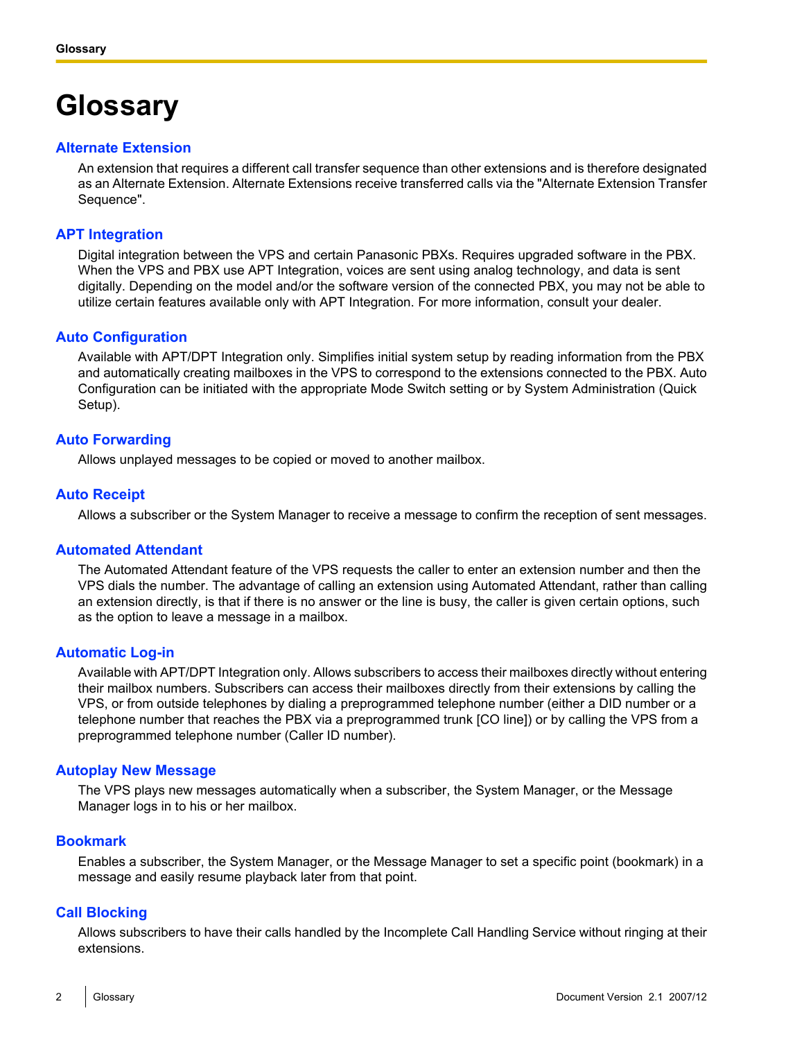# Glossary

### Alternate Extension

An extension that requires a different call transfer sequence than other extensions and is therefore designated as an Alternate Extension. Alternate Extensions receive transferred calls via the "Alternate Extension Transfer Sequence".

### APT Integration

Digital integration between the VPS and certain Panasonic PBXs. Requires upgraded software in the PBX. When the VPS and PBX use APT Integration, voices are sent using analog technology, and data is sent digitally. Depending on the model and/or the software version of the connected PBX, you may not be able to utilize certain features available only with APT Integration. For more information, consult your dealer.

### Auto Configuration

Available with APT/DPT Integration only. Simplifies initial system setup by reading information from the PBX and automatically creating mailboxes in the VPS to correspond to the extensions connected to the PBX. Auto Configuration can be initiated with the appropriate Mode Switch setting or by System Administration (Quick Setup).

### Auto Forwarding

Allows unplayed messages to be copied or moved to another mailbox.

### Auto Receipt

Allows a subscriber or the System Manager to receive a message to confirm the reception of sent messages.

### Automated Attendant

The Automated Attendant feature of the VPS requests the caller to enter an extension number and then the VPS dials the number. The advantage of calling an extension using Automated Attendant, rather than calling an extension directly, is that if there is no answer or the line is busy, the caller is given certain options, such as the option to leave a message in a mailbox.

### Automatic Log-in

Available with APT/DPT Integration only. Allows subscribers to access their mailboxes directly without entering their mailbox numbers. Subscribers can access their mailboxes directly from their extensions by calling the VPS, or from outside telephones by dialing a preprogrammed telephone number (either a DID number or a telephone number that reaches the PBX via a preprogrammed trunk [CO line]) or by calling the VPS from a preprogrammed telephone number (Caller ID number).

### Autoplay New Message

The VPS plays new messages automatically when a subscriber, the System Manager, or the Message Manager logs in to his or her mailbox.

### Bookmark

Enables a subscriber, the System Manager, or the Message Manager to set a specific point (bookmark) in a message and easily resume playback later from that point.

### Call Blocking

Allows subscribers to have their calls handled by the Incomplete Call Handling Service without ringing at their extensions.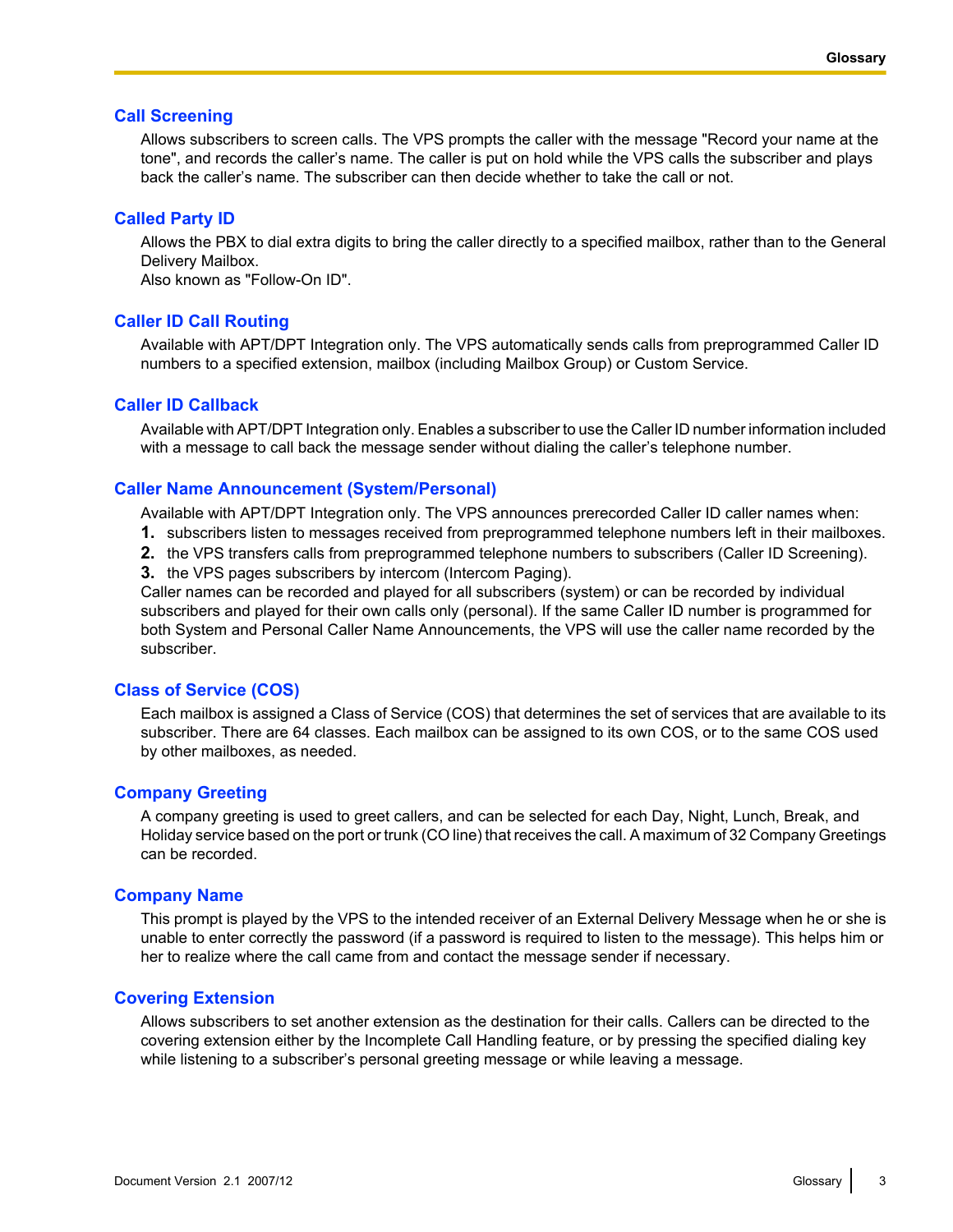### Call Screening

Allows subscribers to screen calls. The VPS prompts the caller with the message "Record your name at the tone", and records the caller's name. The caller is put on hold while the VPS calls the subscriber and plays back the caller's name. The subscriber can then decide whether to take the call or not.

### Called Party ID

Allows the PBX to dial extra digits to bring the caller directly to a specified mailbox, rather than to the General Delivery Mailbox.
Also known as "Follow-On ID".

### Caller ID Call Routing

Available with APT/DPT Integration only. The VPS automatically sends calls from preprogrammed Caller ID numbers to a specified extension, mailbox (including Mailbox Group) or Custom Service.

### Caller ID Callback

Available with APT/DPT Integration only. Enables a subscriber to use the Caller ID number information included with a message to call back the message sender without dialing the caller's telephone number.

### Caller Name Announcement (System/Personal)

Available with APT/DPT Integration only. The VPS announces prerecorded Caller ID caller names when:

1. subscribers listen to messages received from preprogrammed telephone numbers left in their mailboxes.
2. the VPS transfers calls from preprogrammed telephone numbers to subscribers (Caller ID Screening).
3. the VPS pages subscribers by intercom (Intercom Paging).

Caller names can be recorded and played for all subscribers (system) or can be recorded by individual subscribers and played for their own calls only (personal). If the same Caller ID number is programmed for both System and Personal Caller Name Announcements, the VPS will use the caller name recorded by the subscriber.

### Class of Service (COS)

Each mailbox is assigned a Class of Service (COS) that determines the set of services that are available to its subscriber. There are 64 classes. Each mailbox can be assigned to its own COS, or to the same COS used by other mailboxes, as needed.

### Company Greeting

A company greeting is used to greet callers, and can be selected for each Day, Night, Lunch, Break, and Holiday service based on the port or trunk (CO line) that receives the call. A maximum of 32 Company Greetings can be recorded.

### Company Name

This prompt is played by the VPS to the intended receiver of an External Delivery Message when he or she is unable to enter correctly the password (if a password is required to listen to the message). This helps him or her to realize where the call came from and contact the message sender if necessary.

### Covering Extension

Allows subscribers to set another extension as the destination for their calls. Callers can be directed to the covering extension either by the Incomplete Call Handling feature, or by pressing the specified dialing key while listening to a subscriber's personal greeting message or while leaving a message.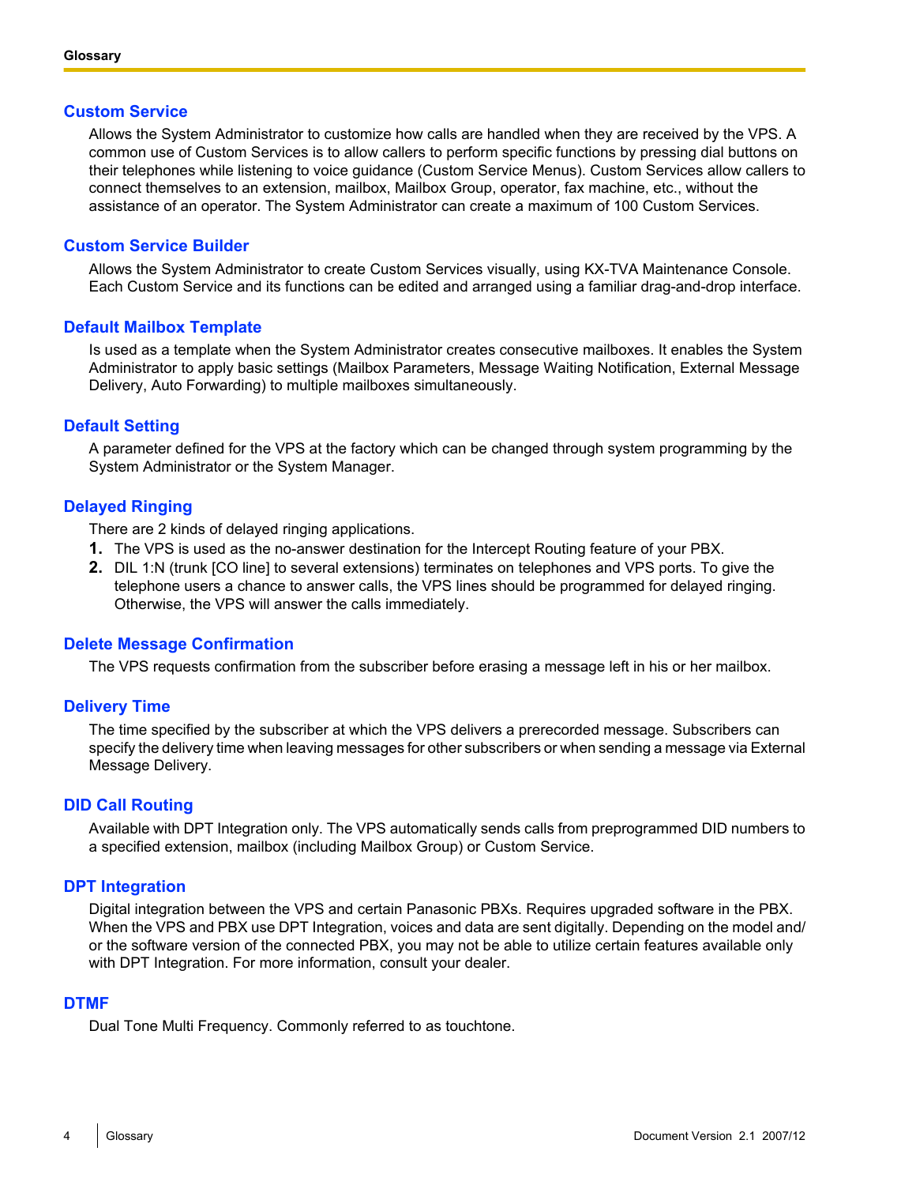## Custom Service

Allows the System Administrator to customize how calls are handled when they are received by the VPS. A common use of Custom Services is to allow callers to perform specific functions by pressing dial buttons on their telephones while listening to voice guidance (Custom Service Menus). Custom Services allow callers to connect themselves to an extension, mailbox, Mailbox Group, operator, fax machine, etc., without the assistance of an operator. The System Administrator can create a maximum of 100 Custom Services.

## Custom Service Builder

Allows the System Administrator to create Custom Services visually, using KX-TVA Maintenance Console. Each Custom Service and its functions can be edited and arranged using a familiar drag-and-drop interface.

## Default Mailbox Template

Is used as a template when the System Administrator creates consecutive mailboxes. It enables the System Administrator to apply basic settings (Mailbox Parameters, Message Waiting Notification, External Message Delivery, Auto Forwarding) to multiple mailboxes simultaneously.

## Default Setting

A parameter defined for the VPS at the factory which can be changed through system programming by the System Administrator or the System Manager.

## Delayed Ringing

There are 2 kinds of delayed ringing applications.

1. The VPS is used as the no-answer destination for the Intercept Routing feature of your PBX.
2. DIL 1:N (trunk [CO line] to several extensions) terminates on telephones and VPS ports. To give the telephone users a chance to answer calls, the VPS lines should be programmed for delayed ringing. Otherwise, the VPS will answer the calls immediately.

## Delete Message Confirmation

The VPS requests confirmation from the subscriber before erasing a message left in his or her mailbox.

## Delivery Time

The time specified by the subscriber at which the VPS delivers a prerecorded message. Subscribers can specify the delivery time when leaving messages for other subscribers or when sending a message via External Message Delivery.

## DID Call Routing

Available with DPT Integration only. The VPS automatically sends calls from preprogrammed DID numbers to a specified extension, mailbox (including Mailbox Group) or Custom Service.

## DPT Integration

Digital integration between the VPS and certain Panasonic PBXs. Requires upgraded software in the PBX. When the VPS and PBX use DPT Integration, voices and data are sent digitally. Depending on the model and/or the software version of the connected PBX, you may not be able to utilize certain features available only with DPT Integration. For more information, consult your dealer.

## DTMF

Dual Tone Multi Frequency. Commonly referred to as touchtone.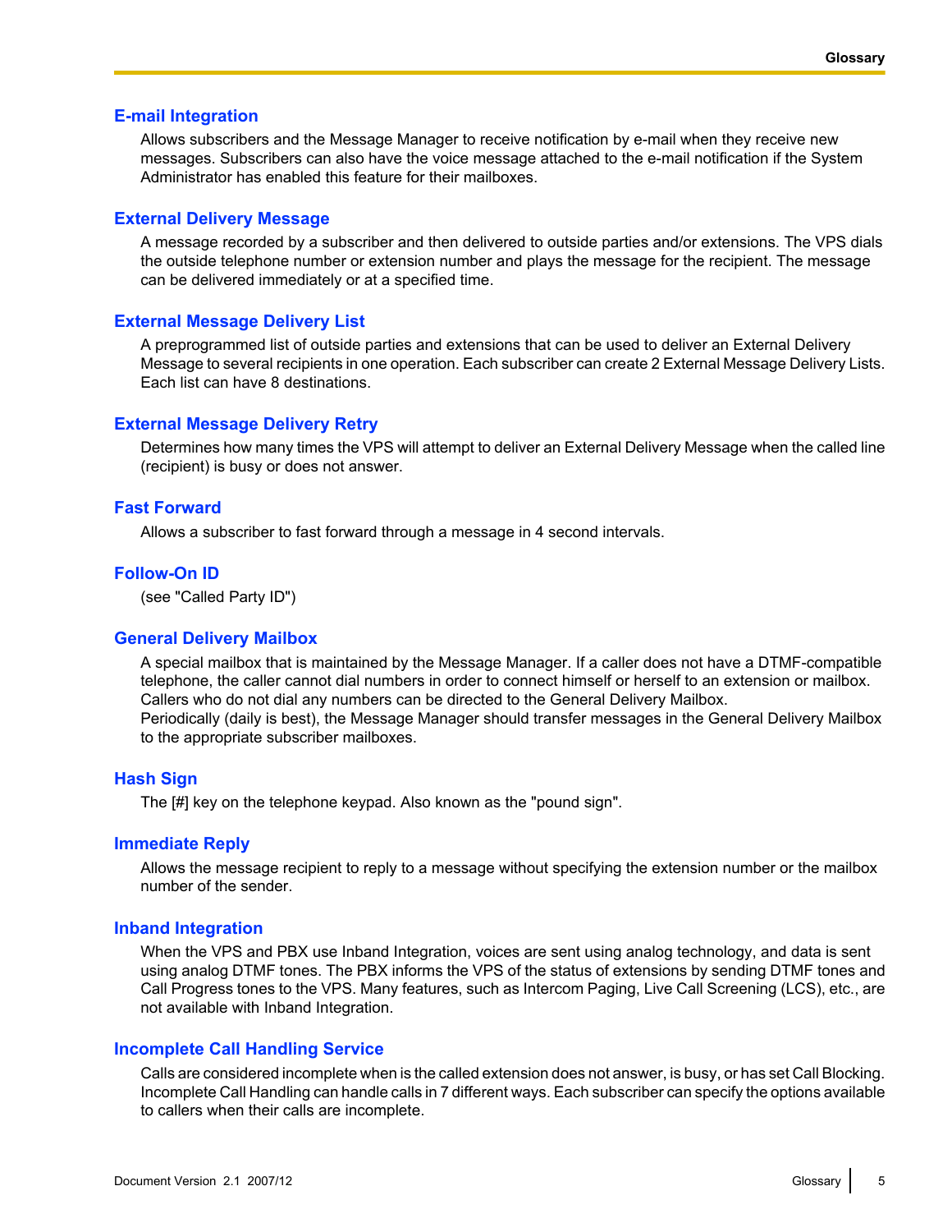## E-mail Integration

Allows subscribers and the Message Manager to receive notification by e-mail when they receive new messages. Subscribers can also have the voice message attached to the e-mail notification if the System Administrator has enabled this feature for their mailboxes.

## External Delivery Message

A message recorded by a subscriber and then delivered to outside parties and/or extensions. The VPS dials the outside telephone number or extension number and plays the message for the recipient. The message can be delivered immediately or at a specified time.

## External Message Delivery List

A preprogrammed list of outside parties and extensions that can be used to deliver an External Delivery Message to several recipients in one operation. Each subscriber can create 2 External Message Delivery Lists. Each list can have 8 destinations.

## External Message Delivery Retry

Determines how many times the VPS will attempt to deliver an External Delivery Message when the called line (recipient) is busy or does not answer.

## Fast Forward

Allows a subscriber to fast forward through a message in 4 second intervals.

## Follow-On ID

(see "Called Party ID")

## General Delivery Mailbox

A special mailbox that is maintained by the Message Manager. If a caller does not have a DTMF-compatible telephone, the caller cannot dial numbers in order to connect himself or herself to an extension or mailbox. Callers who do not dial any numbers can be directed to the General Delivery Mailbox.
Periodically (daily is best), the Message Manager should transfer messages in the General Delivery Mailbox to the appropriate subscriber mailboxes.

## Hash Sign

The [#] key on the telephone keypad. Also known as the "pound sign".

## Immediate Reply

Allows the message recipient to reply to a message without specifying the extension number or the mailbox number of the sender.

## Inband Integration

When the VPS and PBX use Inband Integration, voices are sent using analog technology, and data is sent using analog DTMF tones. The PBX informs the VPS of the status of extensions by sending DTMF tones and Call Progress tones to the VPS. Many features, such as Intercom Paging, Live Call Screening (LCS), etc., are not available with Inband Integration.

## Incomplete Call Handling Service

Calls are considered incomplete when is the called extension does not answer, is busy, or has set Call Blocking. Incomplete Call Handling can handle calls in 7 different ways. Each subscriber can specify the options available to callers when their calls are incomplete.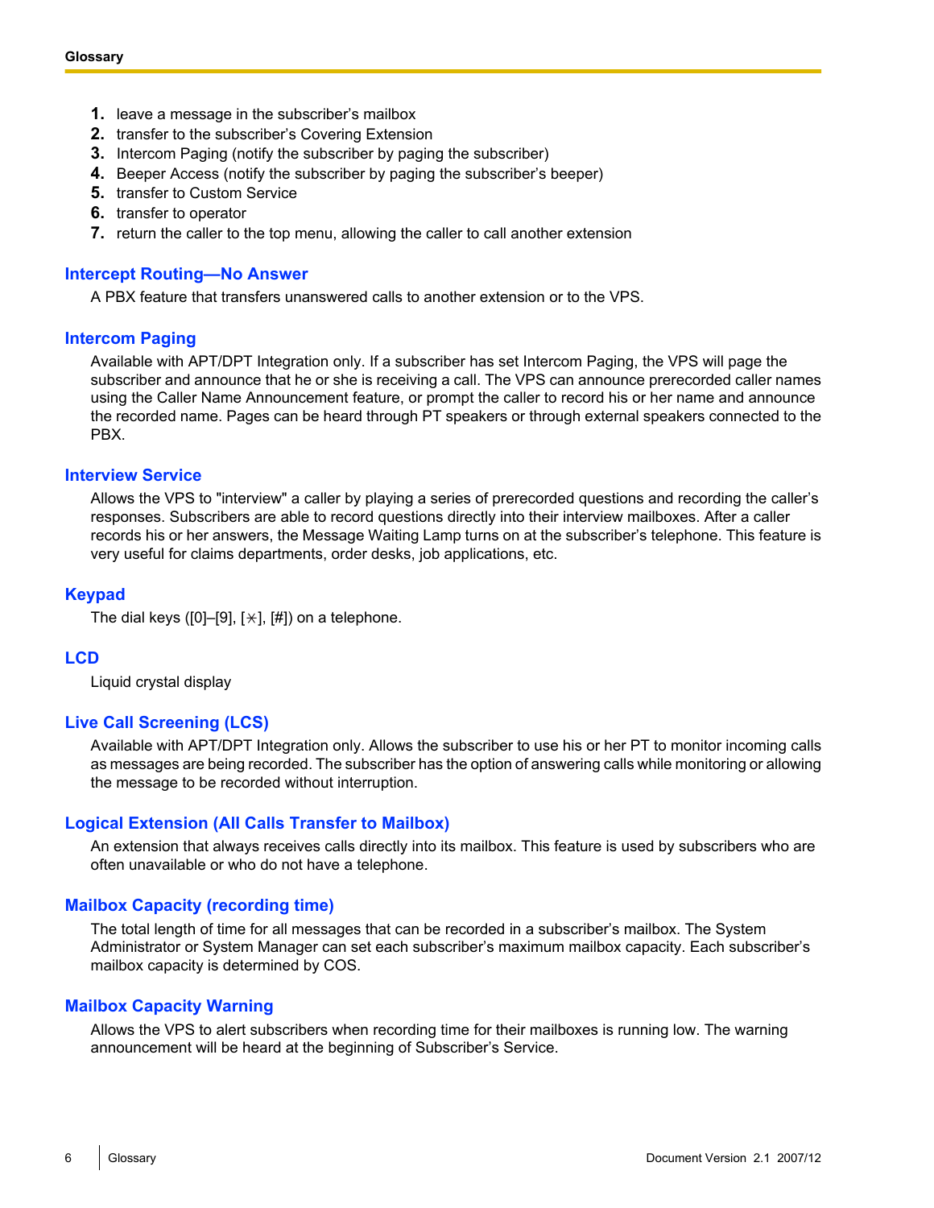1. leave a message in the subscriber's mailbox
2. transfer to the subscriber's Covering Extension
3. Intercom Paging (notify the subscriber by paging the subscriber)
4. Beeper Access (notify the subscriber by paging the subscriber's beeper)
5. transfer to Custom Service
6. transfer to operator
7. return the caller to the top menu, allowing the caller to call another extension

### Intercept Routing—No Answer

A PBX feature that transfers unanswered calls to another extension or to the VPS.

### Intercom Paging

Available with APT/DPT Integration only. If a subscriber has set Intercom Paging, the VPS will page the subscriber and announce that he or she is receiving a call. The VPS can announce prerecorded caller names using the Caller Name Announcement feature, or prompt the caller to record his or her name and announce the recorded name. Pages can be heard through PT speakers or through external speakers connected to the PBX.

### Interview Service

Allows the VPS to "interview" a caller by playing a series of prerecorded questions and recording the caller's responses. Subscribers are able to record questions directly into their interview mailboxes. After a caller records his or her answers, the Message Waiting Lamp turns on at the subscriber's telephone. This feature is very useful for claims departments, order desks, job applications, etc.

### Keypad

The dial keys ([0]–[9], [⋇], [#]) on a telephone.

### LCD

Liquid crystal display

### Live Call Screening (LCS)

Available with APT/DPT Integration only. Allows the subscriber to use his or her PT to monitor incoming calls as messages are being recorded. The subscriber has the option of answering calls while monitoring or allowing the message to be recorded without interruption.

### Logical Extension (All Calls Transfer to Mailbox)

An extension that always receives calls directly into its mailbox. This feature is used by subscribers who are often unavailable or who do not have a telephone.

### Mailbox Capacity (recording time)

The total length of time for all messages that can be recorded in a subscriber's mailbox. The System Administrator or System Manager can set each subscriber's maximum mailbox capacity. Each subscriber's mailbox capacity is determined by COS.

### Mailbox Capacity Warning

Allows the VPS to alert subscribers when recording time for their mailboxes is running low. The warning announcement will be heard at the beginning of Subscriber's Service.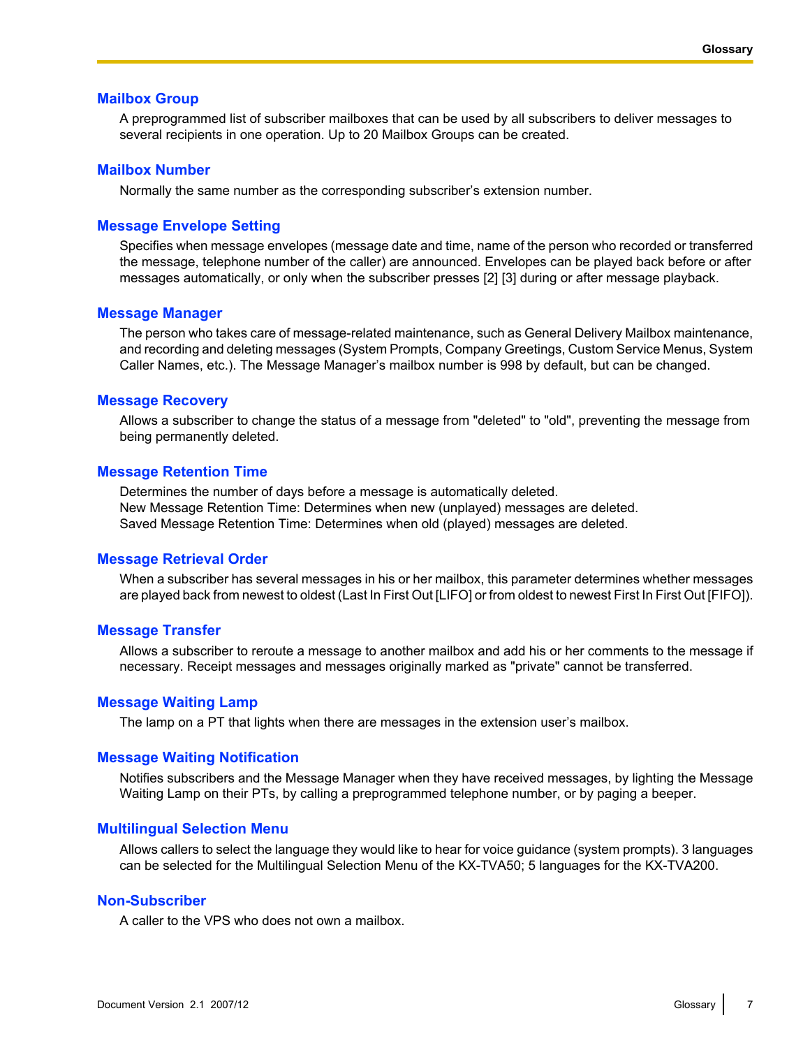## Mailbox Group

A preprogrammed list of subscriber mailboxes that can be used by all subscribers to deliver messages to several recipients in one operation. Up to 20 Mailbox Groups can be created.

## Mailbox Number

Normally the same number as the corresponding subscriber's extension number.

## Message Envelope Setting

Specifies when message envelopes (message date and time, name of the person who recorded or transferred the message, telephone number of the caller) are announced. Envelopes can be played back before or after messages automatically, or only when the subscriber presses [2] [3] during or after message playback.

## Message Manager

The person who takes care of message-related maintenance, such as General Delivery Mailbox maintenance, and recording and deleting messages (System Prompts, Company Greetings, Custom Service Menus, System Caller Names, etc.). The Message Manager's mailbox number is 998 by default, but can be changed.

## Message Recovery

Allows a subscriber to change the status of a message from "deleted" to "old", preventing the message from being permanently deleted.

## Message Retention Time

Determines the number of days before a message is automatically deleted.
New Message Retention Time: Determines when new (unplayed) messages are deleted.
Saved Message Retention Time: Determines when old (played) messages are deleted.

## Message Retrieval Order

When a subscriber has several messages in his or her mailbox, this parameter determines whether messages are played back from newest to oldest (Last In First Out [LIFO] or from oldest to newest First In First Out [FIFO]).

## Message Transfer

Allows a subscriber to reroute a message to another mailbox and add his or her comments to the message if necessary. Receipt messages and messages originally marked as "private" cannot be transferred.

## Message Waiting Lamp

The lamp on a PT that lights when there are messages in the extension user's mailbox.

## Message Waiting Notification

Notifies subscribers and the Message Manager when they have received messages, by lighting the Message Waiting Lamp on their PTs, by calling a preprogrammed telephone number, or by paging a beeper.

## Multilingual Selection Menu

Allows callers to select the language they would like to hear for voice guidance (system prompts). 3 languages can be selected for the Multilingual Selection Menu of the KX-TVA50; 5 languages for the KX-TVA200.

## Non-Subscriber

A caller to the VPS who does not own a mailbox.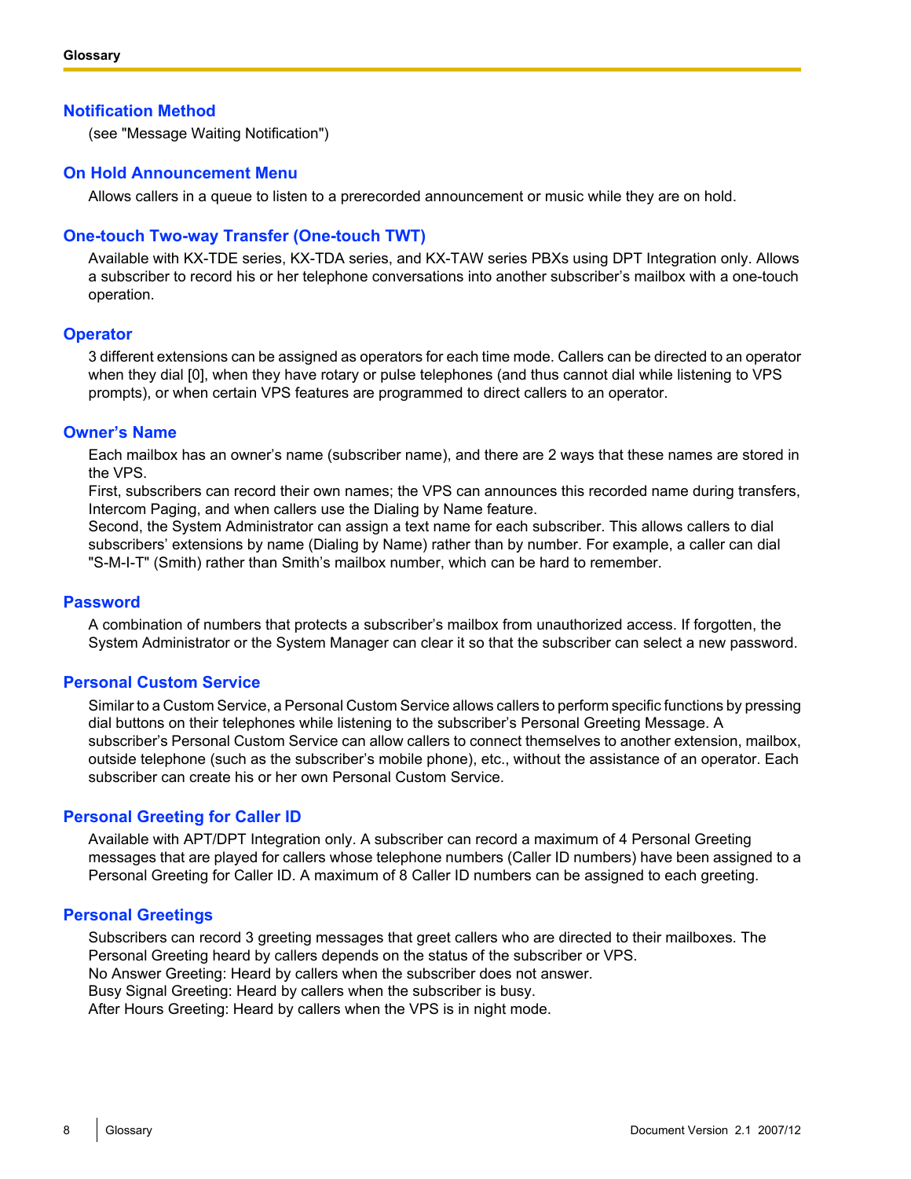## Notification Method

(see "Message Waiting Notification")

## On Hold Announcement Menu

Allows callers in a queue to listen to a prerecorded announcement or music while they are on hold.

## One-touch Two-way Transfer (One-touch TWT)

Available with KX-TDE series, KX-TDA series, and KX-TAW series PBXs using DPT Integration only. Allows a subscriber to record his or her telephone conversations into another subscriber's mailbox with a one-touch operation.

## Operator

3 different extensions can be assigned as operators for each time mode. Callers can be directed to an operator when they dial [0], when they have rotary or pulse telephones (and thus cannot dial while listening to VPS prompts), or when certain VPS features are programmed to direct callers to an operator.

## Owner's Name

Each mailbox has an owner's name (subscriber name), and there are 2 ways that these names are stored in the VPS.
First, subscribers can record their own names; the VPS can announces this recorded name during transfers, Intercom Paging, and when callers use the Dialing by Name feature.
Second, the System Administrator can assign a text name for each subscriber. This allows callers to dial subscribers' extensions by name (Dialing by Name) rather than by number. For example, a caller can dial "S-M-I-T" (Smith) rather than Smith's mailbox number, which can be hard to remember.

## Password

A combination of numbers that protects a subscriber's mailbox from unauthorized access. If forgotten, the System Administrator or the System Manager can clear it so that the subscriber can select a new password.

## Personal Custom Service

Similar to a Custom Service, a Personal Custom Service allows callers to perform specific functions by pressing dial buttons on their telephones while listening to the subscriber's Personal Greeting Message. A subscriber's Personal Custom Service can allow callers to connect themselves to another extension, mailbox, outside telephone (such as the subscriber's mobile phone), etc., without the assistance of an operator. Each subscriber can create his or her own Personal Custom Service.

## Personal Greeting for Caller ID

Available with APT/DPT Integration only. A subscriber can record a maximum of 4 Personal Greeting messages that are played for callers whose telephone numbers (Caller ID numbers) have been assigned to a Personal Greeting for Caller ID. A maximum of 8 Caller ID numbers can be assigned to each greeting.

## Personal Greetings

Subscribers can record 3 greeting messages that greet callers who are directed to their mailboxes. The Personal Greeting heard by callers depends on the status of the subscriber or VPS.
No Answer Greeting: Heard by callers when the subscriber does not answer.
Busy Signal Greeting: Heard by callers when the subscriber is busy.
After Hours Greeting: Heard by callers when the VPS is in night mode.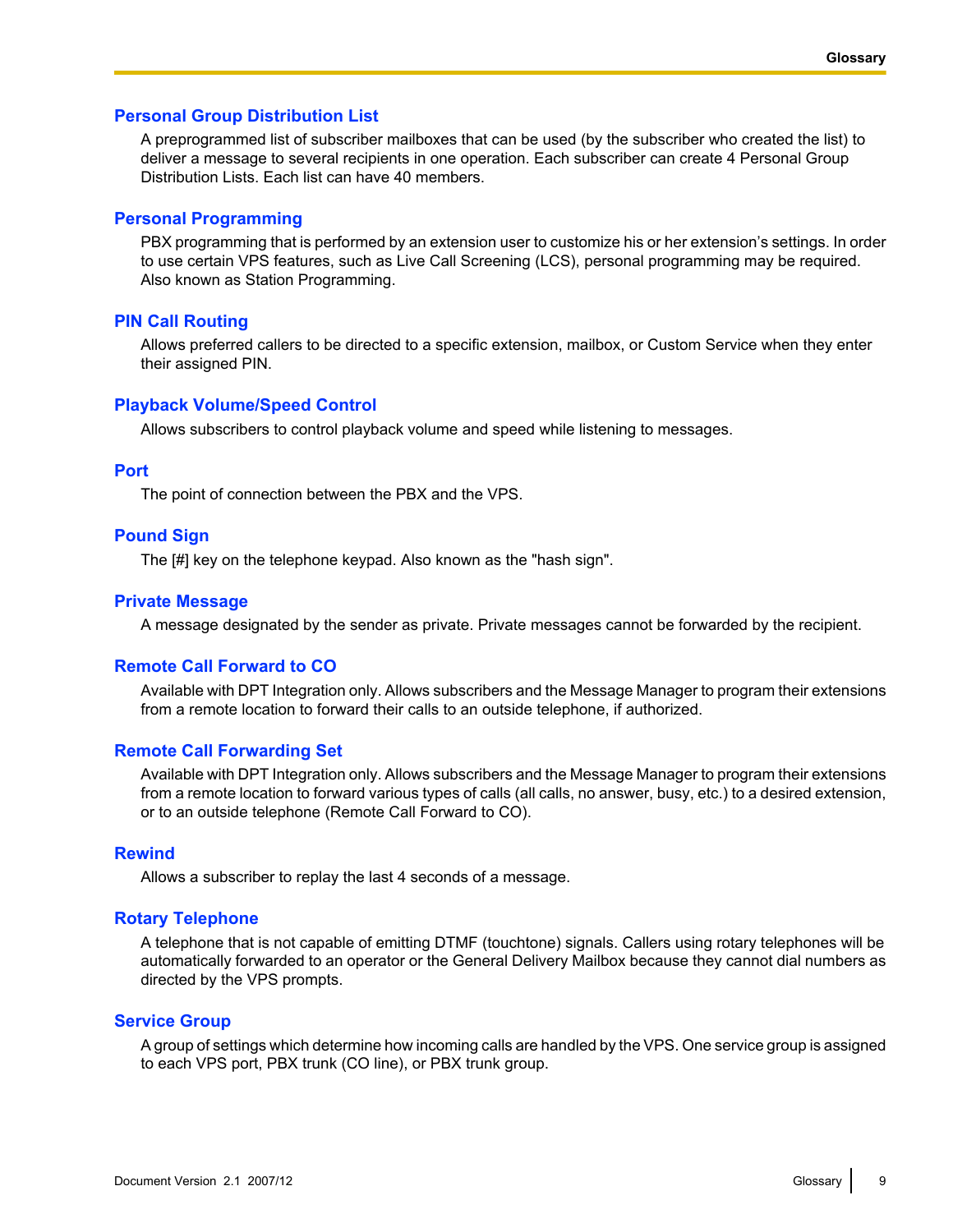### Personal Group Distribution List

A preprogrammed list of subscriber mailboxes that can be used (by the subscriber who created the list) to deliver a message to several recipients in one operation. Each subscriber can create 4 Personal Group Distribution Lists. Each list can have 40 members.

### Personal Programming

PBX programming that is performed by an extension user to customize his or her extension's settings. In order to use certain VPS features, such as Live Call Screening (LCS), personal programming may be required. Also known as Station Programming.

### PIN Call Routing

Allows preferred callers to be directed to a specific extension, mailbox, or Custom Service when they enter their assigned PIN.

### Playback Volume/Speed Control

Allows subscribers to control playback volume and speed while listening to messages.

### Port

The point of connection between the PBX and the VPS.

### Pound Sign

The [#] key on the telephone keypad. Also known as the "hash sign".

### Private Message

A message designated by the sender as private. Private messages cannot be forwarded by the recipient.

### Remote Call Forward to CO

Available with DPT Integration only. Allows subscribers and the Message Manager to program their extensions from a remote location to forward their calls to an outside telephone, if authorized.

### Remote Call Forwarding Set

Available with DPT Integration only. Allows subscribers and the Message Manager to program their extensions from a remote location to forward various types of calls (all calls, no answer, busy, etc.) to a desired extension, or to an outside telephone (Remote Call Forward to CO).

### Rewind

Allows a subscriber to replay the last 4 seconds of a message.

### Rotary Telephone

A telephone that is not capable of emitting DTMF (touchtone) signals. Callers using rotary telephones will be automatically forwarded to an operator or the General Delivery Mailbox because they cannot dial numbers as directed by the VPS prompts.

### Service Group

A group of settings which determine how incoming calls are handled by the VPS. One service group is assigned to each VPS port, PBX trunk (CO line), or PBX trunk group.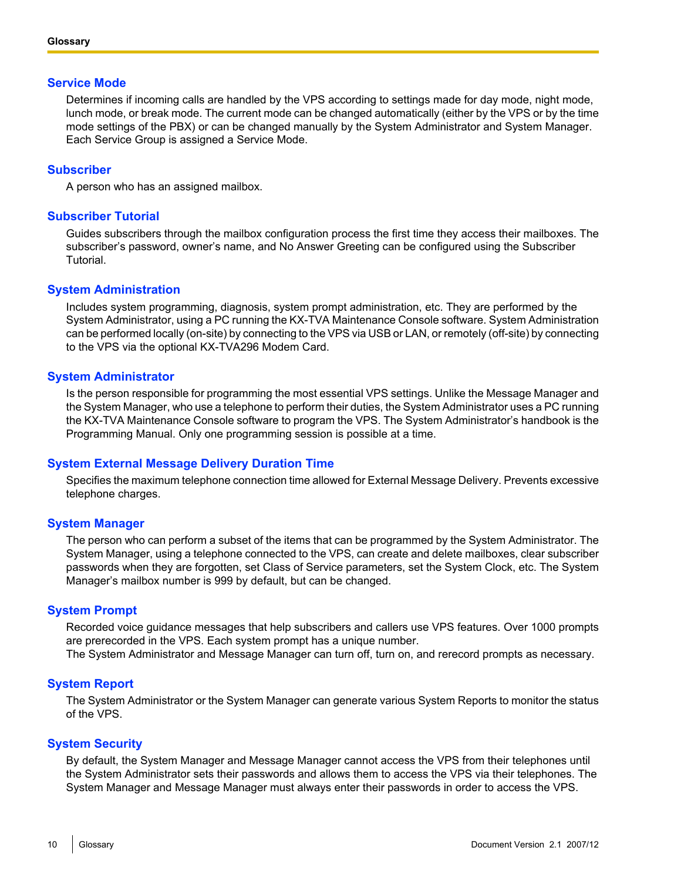### Service Mode

Determines if incoming calls are handled by the VPS according to settings made for day mode, night mode, lunch mode, or break mode. The current mode can be changed automatically (either by the VPS or by the time mode settings of the PBX) or can be changed manually by the System Administrator and System Manager. Each Service Group is assigned a Service Mode.

### Subscriber

A person who has an assigned mailbox.

### Subscriber Tutorial

Guides subscribers through the mailbox configuration process the first time they access their mailboxes. The subscriber's password, owner's name, and No Answer Greeting can be configured using the Subscriber Tutorial.

### System Administration

Includes system programming, diagnosis, system prompt administration, etc. They are performed by the System Administrator, using a PC running the KX-TVA Maintenance Console software. System Administration can be performed locally (on-site) by connecting to the VPS via USB or LAN, or remotely (off-site) by connecting to the VPS via the optional KX-TVA296 Modem Card.

### System Administrator

Is the person responsible for programming the most essential VPS settings. Unlike the Message Manager and the System Manager, who use a telephone to perform their duties, the System Administrator uses a PC running the KX-TVA Maintenance Console software to program the VPS. The System Administrator's handbook is the Programming Manual. Only one programming session is possible at a time.

### System External Message Delivery Duration Time

Specifies the maximum telephone connection time allowed for External Message Delivery. Prevents excessive telephone charges.

### System Manager

The person who can perform a subset of the items that can be programmed by the System Administrator. The System Manager, using a telephone connected to the VPS, can create and delete mailboxes, clear subscriber passwords when they are forgotten, set Class of Service parameters, set the System Clock, etc. The System Manager's mailbox number is 999 by default, but can be changed.

### System Prompt

Recorded voice guidance messages that help subscribers and callers use VPS features. Over 1000 prompts are prerecorded in the VPS. Each system prompt has a unique number.
The System Administrator and Message Manager can turn off, turn on, and rerecord prompts as necessary.

### System Report

The System Administrator or the System Manager can generate various System Reports to monitor the status of the VPS.

### System Security

By default, the System Manager and Message Manager cannot access the VPS from their telephones until the System Administrator sets their passwords and allows them to access the VPS via their telephones. The System Manager and Message Manager must always enter their passwords in order to access the VPS.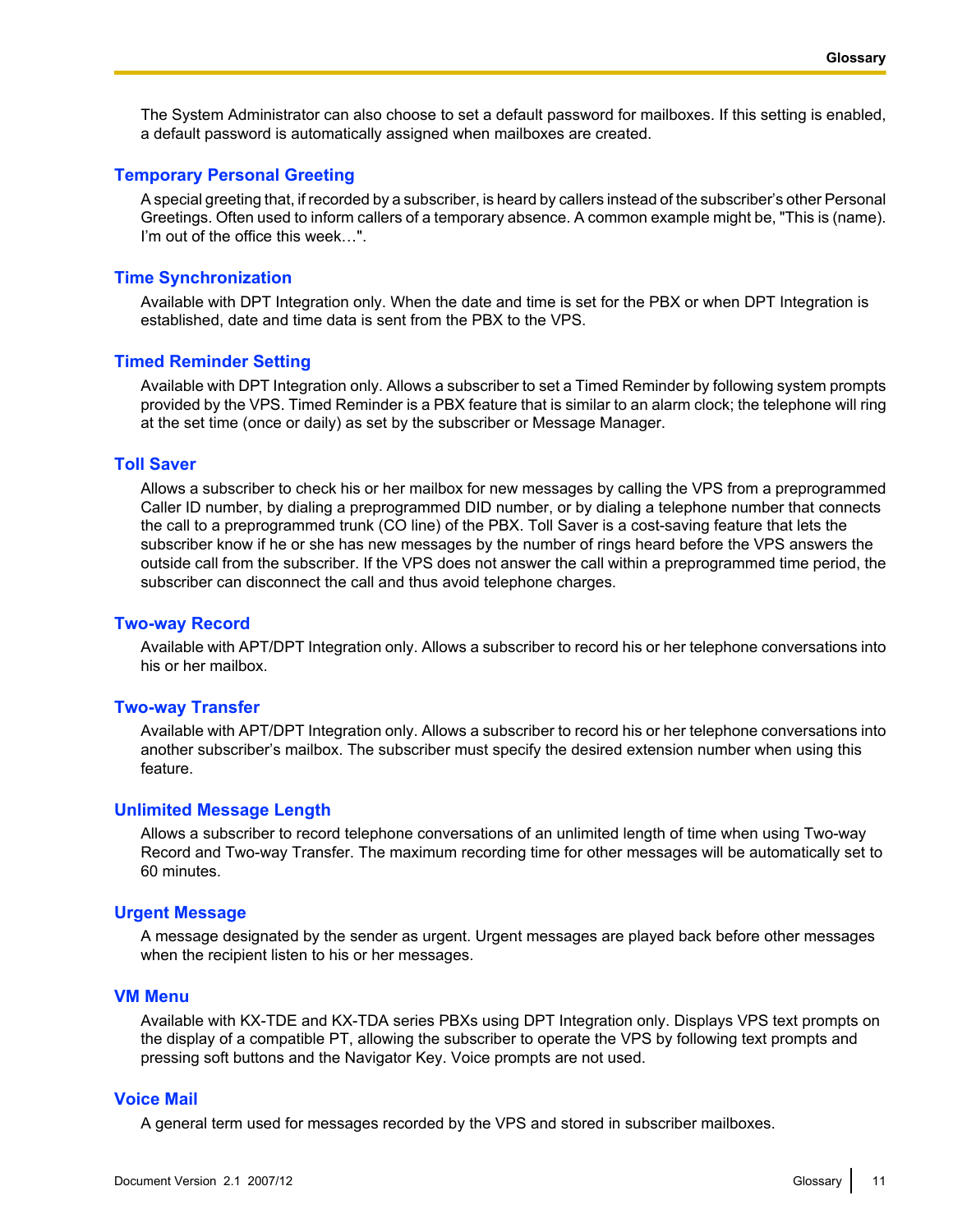The System Administrator can also choose to set a default password for mailboxes. If this setting is enabled, a default password is automatically assigned when mailboxes are created.

### Temporary Personal Greeting

A special greeting that, if recorded by a subscriber, is heard by callers instead of the subscriber's other Personal Greetings. Often used to inform callers of a temporary absence. A common example might be, "This is (name). I'm out of the office this week…".

### Time Synchronization

Available with DPT Integration only. When the date and time is set for the PBX or when DPT Integration is established, date and time data is sent from the PBX to the VPS.

### Timed Reminder Setting

Available with DPT Integration only. Allows a subscriber to set a Timed Reminder by following system prompts provided by the VPS. Timed Reminder is a PBX feature that is similar to an alarm clock; the telephone will ring at the set time (once or daily) as set by the subscriber or Message Manager.

### Toll Saver

Allows a subscriber to check his or her mailbox for new messages by calling the VPS from a preprogrammed Caller ID number, by dialing a preprogrammed DID number, or by dialing a telephone number that connects the call to a preprogrammed trunk (CO line) of the PBX. Toll Saver is a cost-saving feature that lets the subscriber know if he or she has new messages by the number of rings heard before the VPS answers the outside call from the subscriber. If the VPS does not answer the call within a preprogrammed time period, the subscriber can disconnect the call and thus avoid telephone charges.

### Two-way Record

Available with APT/DPT Integration only. Allows a subscriber to record his or her telephone conversations into his or her mailbox.

### Two-way Transfer

Available with APT/DPT Integration only. Allows a subscriber to record his or her telephone conversations into another subscriber's mailbox. The subscriber must specify the desired extension number when using this feature.

### Unlimited Message Length

Allows a subscriber to record telephone conversations of an unlimited length of time when using Two-way Record and Two-way Transfer. The maximum recording time for other messages will be automatically set to 60 minutes.

### Urgent Message

A message designated by the sender as urgent. Urgent messages are played back before other messages when the recipient listen to his or her messages.

### VM Menu

Available with KX-TDE and KX-TDA series PBXs using DPT Integration only. Displays VPS text prompts on the display of a compatible PT, allowing the subscriber to operate the VPS by following text prompts and pressing soft buttons and the Navigator Key. Voice prompts are not used.

### Voice Mail

A general term used for messages recorded by the VPS and stored in subscriber mailboxes.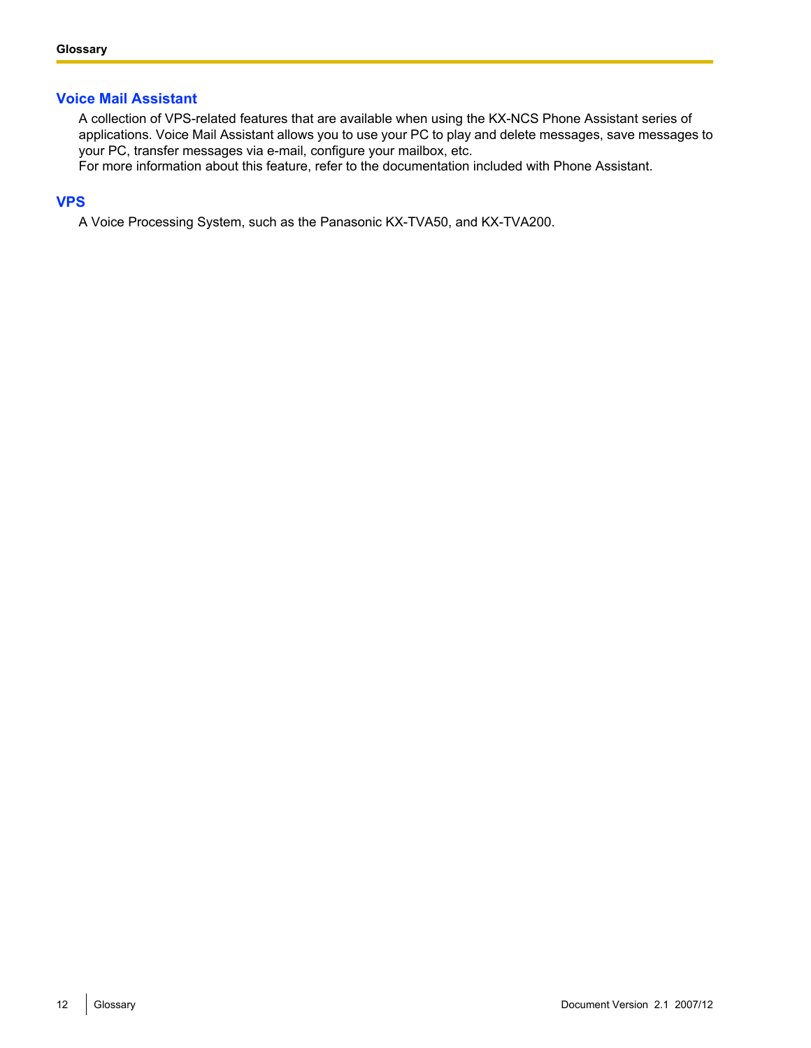## Voice Mail Assistant

A collection of VPS-related features that are available when using the KX-NCS Phone Assistant series of applications. Voice Mail Assistant allows you to use your PC to play and delete messages, save messages to your PC, transfer messages via e-mail, configure your mailbox, etc.
For more information about this feature, refer to the documentation included with Phone Assistant.

## VPS

A Voice Processing System, such as the Panasonic KX-TVA50, and KX-TVA200.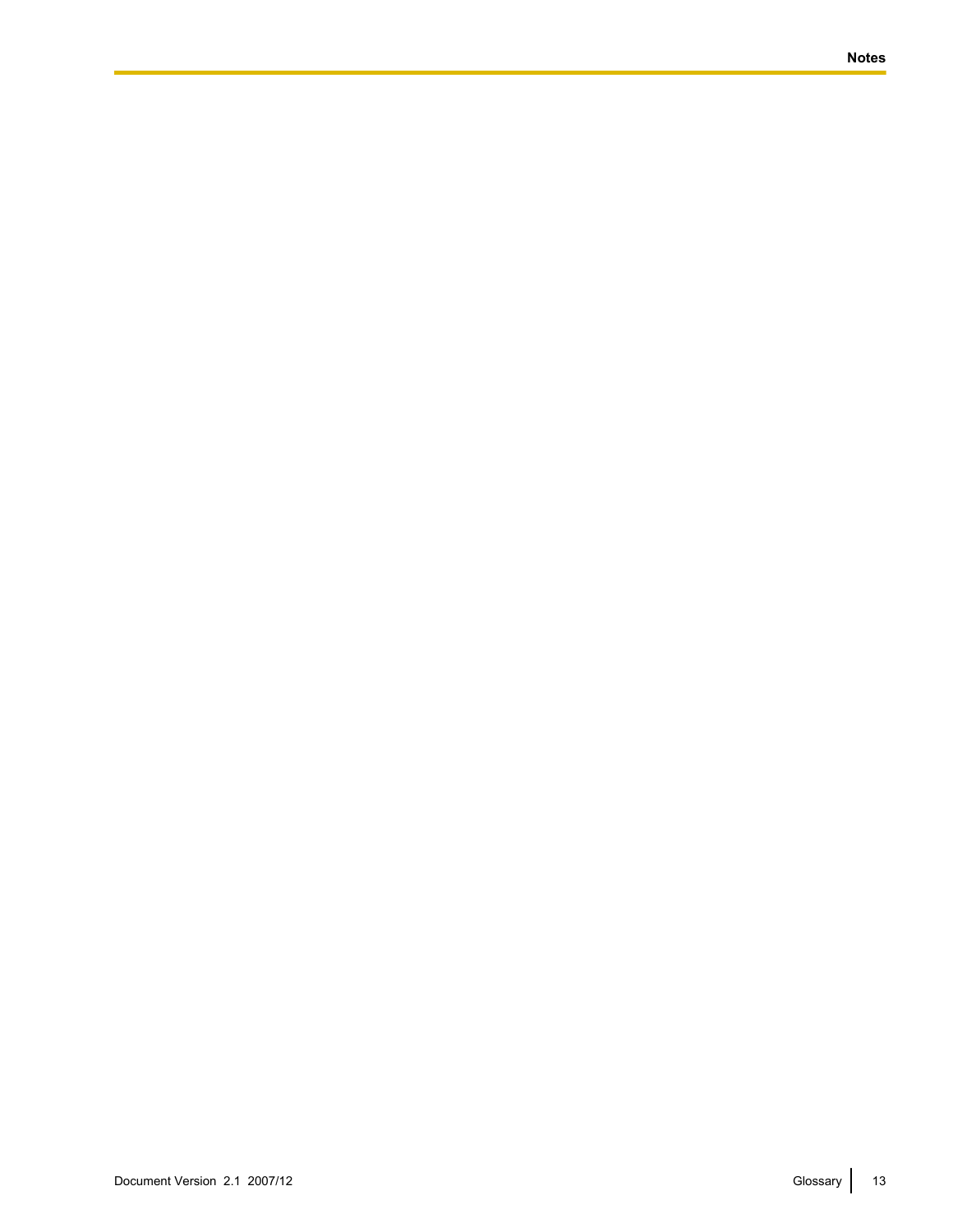# Notes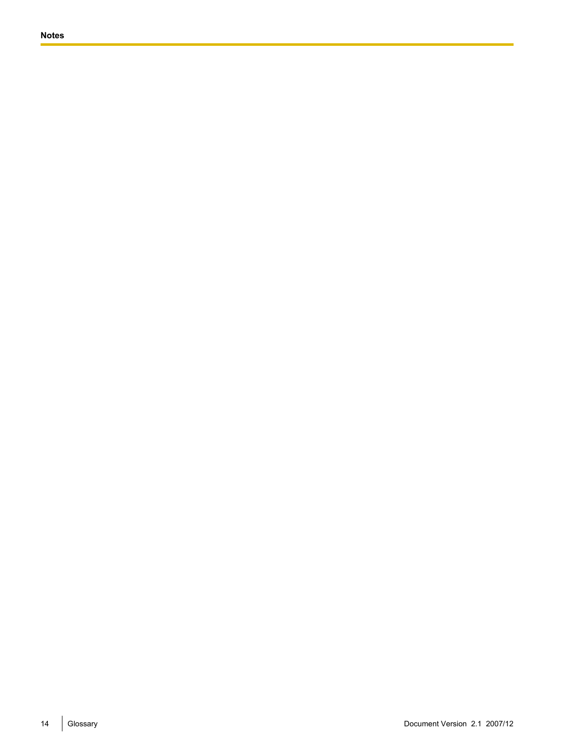# Notes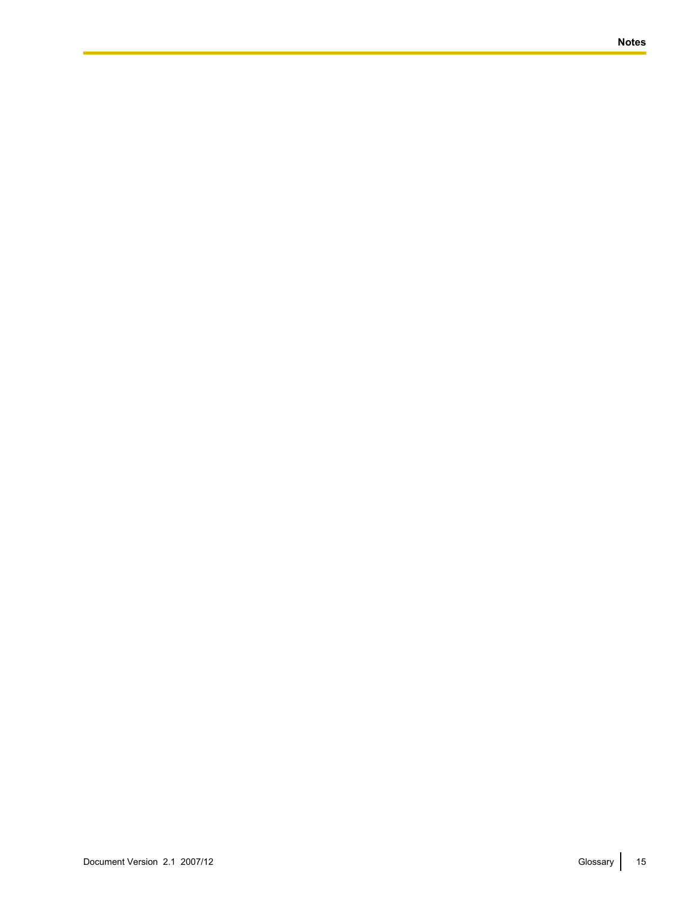# Notes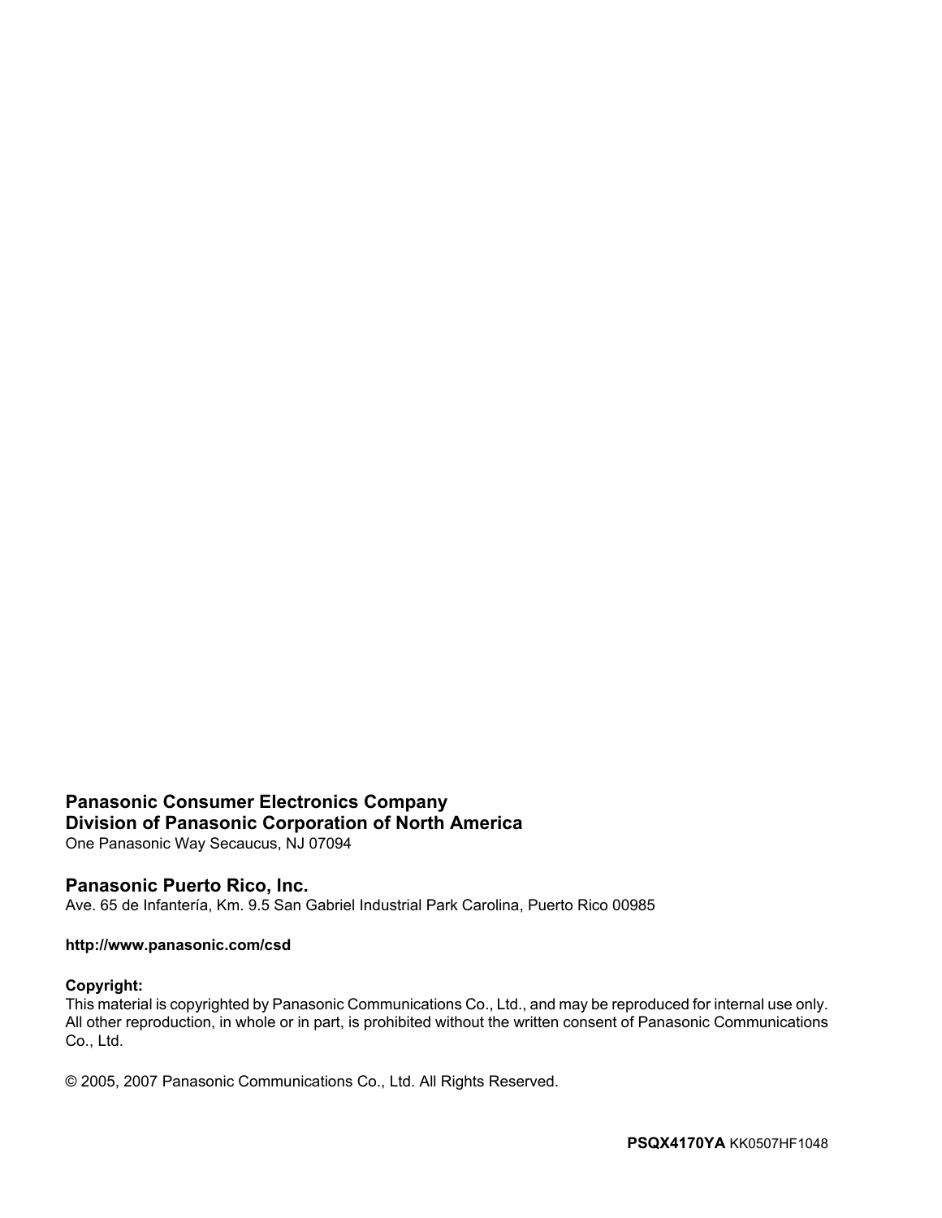**Panasonic Consumer Electronics Company**
**Division of Panasonic Corporation of North America**
One Panasonic Way Secaucus, NJ 07094

**Panasonic Puerto Rico, Inc.**
Ave. 65 de Infantería, Km. 9.5 San Gabriel Industrial Park Carolina, Puerto Rico 00985

**http://www.panasonic.com/csd**

**Copyright:**
This material is copyrighted by Panasonic Communications Co., Ltd., and may be reproduced for internal use only. All other reproduction, in whole or in part, is prohibited without the written consent of Panasonic Communications Co., Ltd.

© 2005, 2007 Panasonic Communications Co., Ltd. All Rights Reserved.

**PSQX4170YA** KK0507HF1048